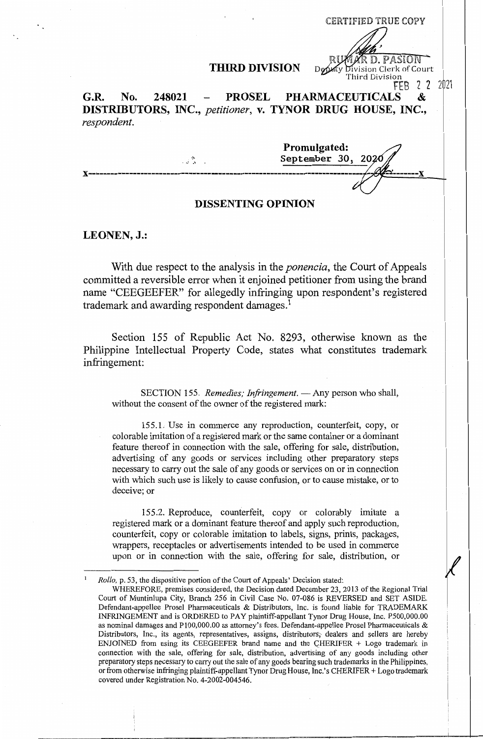CERTIFIED TRUE COPY

RUMAR D. PASION
Deputy Division Clerk of Court
Third Division
FEB 2 2 2021

**THIRD DIVISION**

**G.R. No. 248021 – PROSEL PHARMACEUTICALS & DISTRIBUTORS, INC.,** *petitioner*, **v. TYNOR DRUG HOUSE, INC.,** *respondent.*

**Promulgated:**
September 30, 2020

x-----------------------------------------------------------------------------------x

## DISSENTING OPINION

**LEONEN, J.:**

With due respect to the analysis in the *ponencia*, the Court of Appeals committed a reversible error when it enjoined petitioner from using the brand name "CEEGEEFER" for allegedly infringing upon respondent's registered trademark and awarding respondent damages.[1]

Section 155 of Republic Act No. 8293, otherwise known as the Philippine Intellectual Property Code, states what constitutes trademark infringement:

> SECTION 155. *Remedies; Infringement.* — Any person who shall, without the consent of the owner of the registered mark:
>
> 155.1. Use in commerce any reproduction, counterfeit, copy, or colorable imitation of a registered mark or the same container or a dominant feature thereof in connection with the sale, offering for sale, distribution, advertising of any goods or services including other preparatory steps necessary to carry out the sale of any goods or services on or in connection with which such use is likely to cause confusion, or to cause mistake, or to deceive; or
>
> 155.2. Reproduce, counterfeit, copy or colorably imitate a registered mark or a dominant feature thereof and apply such reproduction, counterfeit, copy or colorable imitation to labels, signs, prints, packages, wrappers, receptacles or advertisements intended to be used in commerce upon or in connection with the sale, offering for sale, distribution, or

---

[1] *Rollo*, p. 53, the dispositive portion of the Court of Appeals' Decision stated:

WHEREFORE, premises considered, the Decision dated December 23, 2013 of the Regional Trial Court of Muntinlupa City, Branch 256 in Civil Case No. 07-086 is REVERSED and SET ASIDE. Defendant-appellee Prosel Pharmaceuticals & Distributors, Inc. is found liable for TRADEMARK INFRINGEMENT and is ORDERED to PAY plaintiff-appellant Tynor Drug House, Inc. P500,000.00 as nominal damages and P100,000.00 as attorney's fees. Defendant-appellee Prosel Pharmaceuticals & Distributors, Inc., its agents, representatives, assigns, distributors, dealers and sellers are hereby ENJOINED from using its CEEGEEFER brand name and the CHERIFER + Logo trademark in connection with the sale, offering for sale, distribution, advertising of any goods including other preparatory steps necessary to carry out the sale of any goods bearing such trademarks in the Philippines, or from otherwise infringing plaintiff-appellant Tynor Drug House, Inc.'s CHERIFER + Logo trademark covered under Registration No. 4-2002-004546.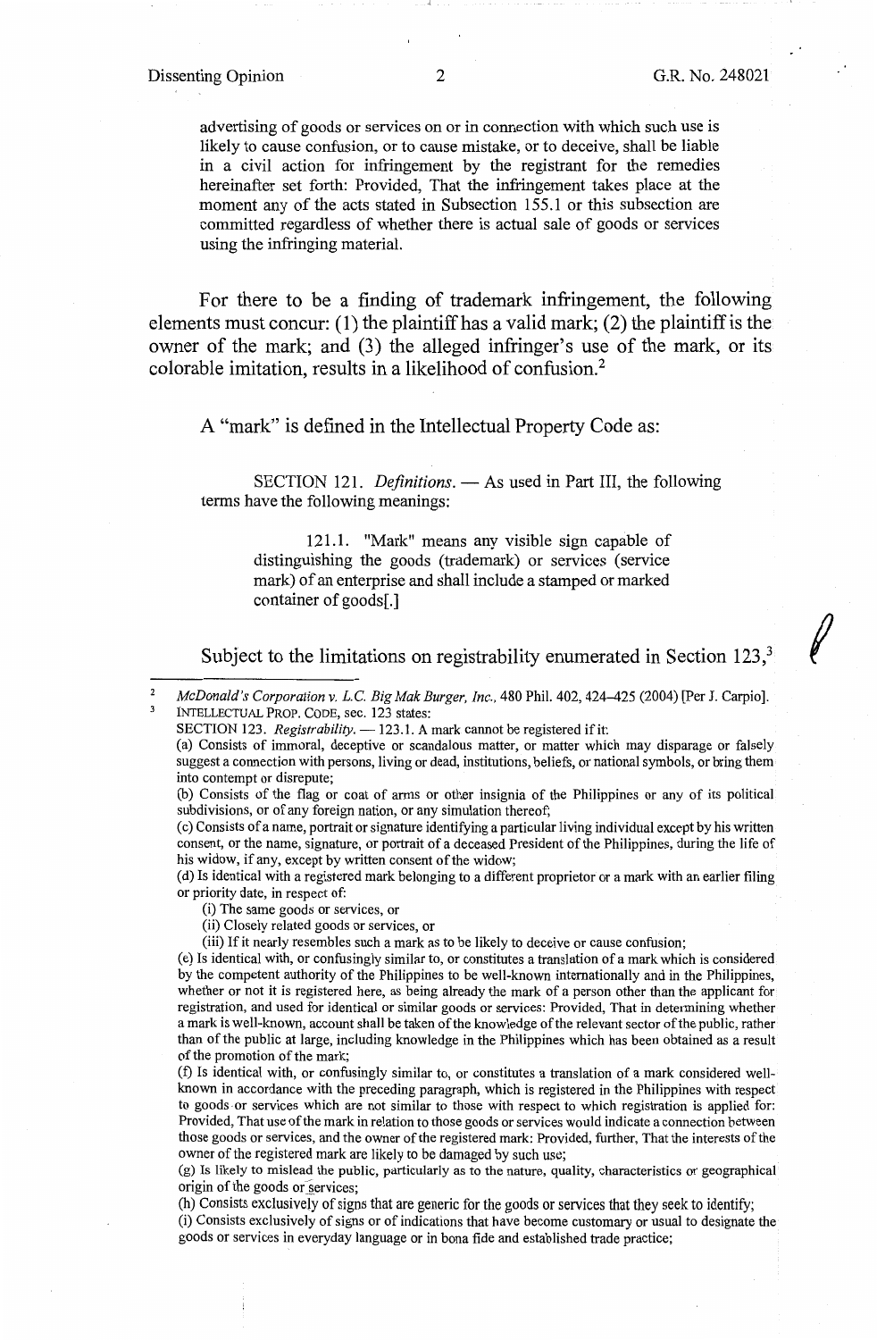advertising of goods or services on or in connection with which such use is likely to cause confusion, or to cause mistake, or to deceive, shall be liable in a civil action for infringement by the registrant for the remedies hereinafter set forth: Provided, That the infringement takes place at the moment any of the acts stated in Subsection 155.1 or this subsection are committed regardless of whether there is actual sale of goods or services using the infringing material.

For there to be a finding of trademark infringement, the following elements must concur: (1) the plaintiff has a valid mark; (2) the plaintiff is the owner of the mark; and (3) the alleged infringer's use of the mark, or its colorable imitation, results in a likelihood of confusion.[2]

A "mark" is defined in the Intellectual Property Code as:

> SECTION 121. *Definitions.* — As used in Part III, the following terms have the following meanings:
>
> > 121.1. "Mark" means any visible sign capable of distinguishing the goods (trademark) or services (service mark) of an enterprise and shall include a stamped or marked container of goods[.]

Subject to the limitations on registrability enumerated in Section 123,[3]

---

[2] *McDonald's Corporation v. L.C. Big Mak Burger, Inc.*, 480 Phil. 402, 424–425 (2004) [Per J. Carpio].

[3] INTELLECTUAL PROP. CODE, sec. 123 states:

SECTION 123. *Registrability.* — 123.1. A mark cannot be registered if it:

(a) Consists of immoral, deceptive or scandalous matter, or matter which may disparage or falsely suggest a connection with persons, living or dead, institutions, beliefs, or national symbols, or bring them into contempt or disrepute;

(b) Consists of the flag or coat of arms or other insignia of the Philippines or any of its political subdivisions, or of any foreign nation, or any simulation thereof;

(c) Consists of a name, portrait or signature identifying a particular living individual except by his written consent, or the name, signature, or portrait of a deceased President of the Philippines, during the life of his widow, if any, except by written consent of the widow;

(d) Is identical with a registered mark belonging to a different proprietor or a mark with an earlier filing or priority date, in respect of:

(i) The same goods or services, or

(ii) Closely related goods or services, or

(iii) If it nearly resembles such a mark as to be likely to deceive or cause confusion;

(e) Is identical with, or confusingly similar to, or constitutes a translation of a mark which is considered by the competent authority of the Philippines to be well-known internationally and in the Philippines, whether or not it is registered here, as being already the mark of a person other than the applicant for registration, and used for identical or similar goods or services: Provided, That in determining whether a mark is well-known, account shall be taken of the knowledge of the relevant sector of the public, rather than of the public at large, including knowledge in the Philippines which has been obtained as a result of the promotion of the mark;

(f) Is identical with, or confusingly similar to, or constitutes a translation of a mark considered well-known in accordance with the preceding paragraph, which is registered in the Philippines with respect to goods or services which are not similar to those with respect to which registration is applied for: Provided, That use of the mark in relation to those goods or services would indicate a connection between those goods or services, and the owner of the registered mark: Provided, further, That the interests of the owner of the registered mark are likely to be damaged by such use;

(g) Is likely to mislead the public, particularly as to the nature, quality, characteristics or geographical origin of the goods or services;

(h) Consists exclusively of signs that are generic for the goods or services that they seek to identify;

(i) Consists exclusively of signs or of indications that have become customary or usual to designate the goods or services in everyday language or in bona fide and established trade practice;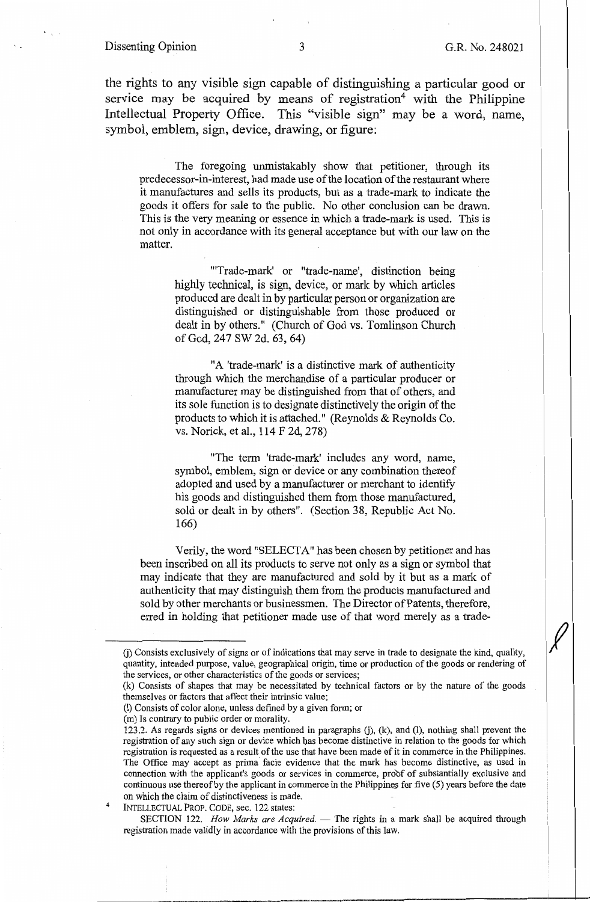the rights to any visible sign capable of distinguishing a particular good or service may be acquired by means of registration[4] with the Philippine Intellectual Property Office. This "visible sign" may be a word, name, symbol, emblem, sign, device, drawing, or figure:

> The foregoing unmistakably show that petitioner, through its predecessor-in-interest, had made use of the location of the restaurant where it manufactures and sells its products, but as a trade-mark to indicate the goods it offers for sale to the public. No other conclusion can be drawn. This is the very meaning or essence in which a trade-mark is used. This is not only in accordance with its general acceptance but with our law on the matter.
>
> > "'Trade-mark' or "trade-name', distinction being highly technical, is sign, device, or mark by which articles produced are dealt in by particular person or organization are distinguished or distinguishable from those produced or dealt in by others." (Church of God vs. Tomlinson Church of God, 247 SW 2d. 63, 64)
> >
> > "A 'trade-mark' is a distinctive mark of authenticity through which the merchandise of a particular producer or manufacturer may be distinguished from that of others, and its sole function is to designate distinctively the origin of the products to which it is attached." (Reynolds & Reynolds Co. vs. Norick, et al., 114 F 2d, 278)
> >
> > "The term 'trade-mark' includes any word, name, symbol, emblem, sign or device or any combination thereof adopted and used by a manufacturer or merchant to identify his goods and distinguished them from those manufactured, sold or dealt in by others". (Section 38, Republic Act No. 166)
>
> Verily, the word "SELECTA" has been chosen by petitioner and has been inscribed on all its products to serve not only as a sign or symbol that may indicate that they are manufactured and sold by it but as a mark of authenticity that may distinguish them from the products manufactured and sold by other merchants or businessmen. The Director of Patents, therefore, erred in holding that petitioner made use of that word merely as a trade-

---

(j) Consists exclusively of signs or of indications that may serve in trade to designate the kind, quality, quantity, intended purpose, value, geographical origin, time or production of the goods or rendering of the services, or other characteristics of the goods or services;

(k) Consists of shapes that may be necessitated by technical factors or by the nature of the goods themselves or factors that affect their intrinsic value;

(l) Consists of color alone, unless defined by a given form; or

(m) Is contrary to public order or morality.

123.2. As regards signs or devices mentioned in paragraphs (j), (k), and (l), nothing shall prevent the registration of any such sign or device which has become distinctive in relation to the goods for which registration is requested as a result of the use that have been made of it in commerce in the Philippines. The Office may accept as prima facie evidence that the mark has become distinctive, as used in connection with the applicant's goods or services in commerce, proof of substantially exclusive and continuous use thereof by the applicant in commerce in the Philippines for five (5) years before the date on which the claim of distinctiveness is made.

[4] INTELLECTUAL PROP. CODE, sec. 122 states:

SECTION 122. *How Marks are Acquired.* — The rights in a mark shall be acquired through registration made validly in accordance with the provisions of this law.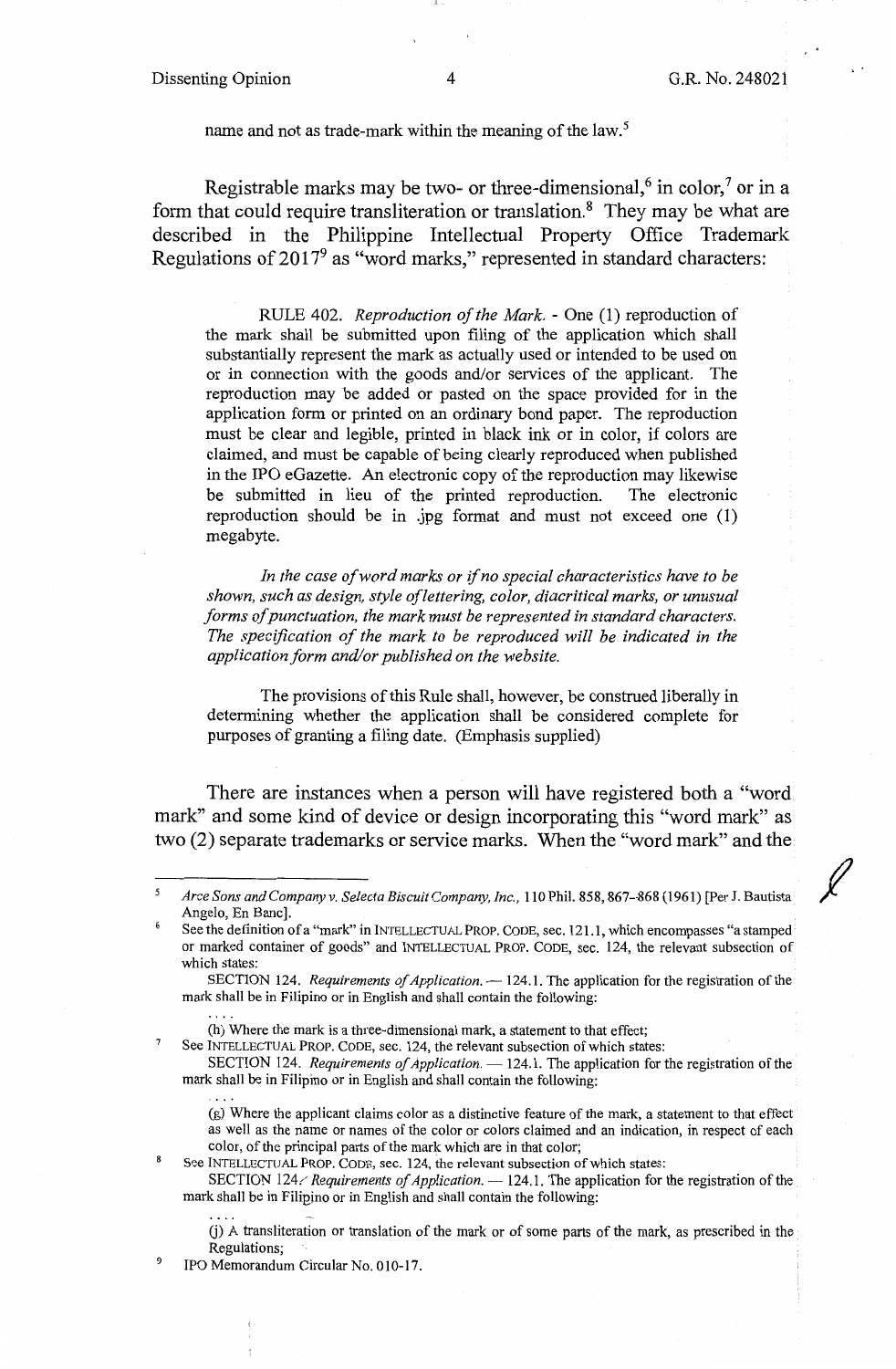name and not as trade-mark within the meaning of the law.[5]

Registrable marks may be two- or three-dimensional,[6] in color,[7] or in a form that could require transliteration or translation.[8] They may be what are described in the Philippine Intellectual Property Office Trademark Regulations of 2017[9] as "word marks," represented in standard characters:

> RULE 402. *Reproduction of the Mark.* - One (1) reproduction of the mark shall be submitted upon filing of the application which shall substantially represent the mark as actually used or intended to be used on or in connection with the goods and/or services of the applicant. The reproduction may be added or pasted on the space provided for in the application form or printed on an ordinary bond paper. The reproduction must be clear and legible, printed in black ink or in color, if colors are claimed, and must be capable of being clearly reproduced when published in the IPO eGazette. An electronic copy of the reproduction may likewise be submitted in lieu of the printed reproduction. The electronic reproduction should be in .jpg format and must not exceed one (1) megabyte.
>
> *In the case of word marks or if no special characteristics have to be shown, such as design, style of lettering, color, diacritical marks, or unusual forms of punctuation, the mark must be represented in standard characters. The specification of the mark to be reproduced will be indicated in the application form and/or published on the website.*
>
> The provisions of this Rule shall, however, be construed liberally in determining whether the application shall be considered complete for purposes of granting a filing date. (Emphasis supplied)

There are instances when a person will have registered both a "word mark" and some kind of device or design incorporating this "word mark" as two (2) separate trademarks or service marks. When the "word mark" and the

---

[5] *Arce Sons and Company v. Selecta Biscuit Company, Inc.*, 110 Phil. 858, 867–868 (1961) [Per J. Bautista Angelo, En Banc].

[6] See the definition of a "mark" in INTELLECTUAL PROP. CODE, sec. 121.1, which encompasses "a stamped or marked container of goods" and INTELLECTUAL PROP. CODE, sec. 124, the relevant subsection of which states:

SECTION 124. *Requirements of Application.* — 124.1. The application for the registration of the mark shall be in Filipino or in English and shall contain the following:

....

(h) Where the mark is a three-dimensional mark, a statement to that effect;

[7] See INTELLECTUAL PROP. CODE, sec. 124, the relevant subsection of which states:

SECTION 124. *Requirements of Application.* — 124.1. The application for the registration of the mark shall be in Filipino or in English and shall contain the following:

....

(g) Where the applicant claims color as a distinctive feature of the mark, a statement to that effect as well as the name or names of the color or colors claimed and an indication, in respect of each color, of the principal parts of the mark which are in that color;

[8] See INTELLECTUAL PROP. CODE, sec. 124, the relevant subsection of which states:

SECTION 124. *Requirements of Application.* — 124.1. The application for the registration of the mark shall be in Filipino or in English and shall contain the following:

....

(j) A transliteration or translation of the mark or of some parts of the mark, as prescribed in the Regulations;

[9] IPO Memorandum Circular No. 010-17.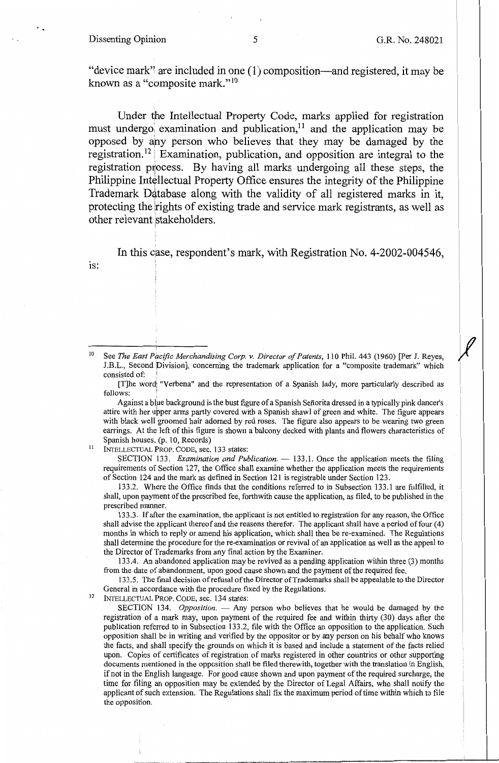"device mark" are included in one (1) composition—and registered, it may be known as a "composite mark."[10]

Under the Intellectual Property Code, marks applied for registration must undergo examination and publication,[11] and the application may be opposed by any person who believes that they may be damaged by the registration.[12] Examination, publication, and opposition are integral to the registration process. By having all marks undergoing all these steps, the Philippine Intellectual Property Office ensures the integrity of the Philippine Trademark Database along with the validity of all registered marks in it, protecting the rights of existing trade and service mark registrants, as well as other relevant stakeholders.

In this case, respondent's mark, with Registration No. 4-2002-004546, is:

---

[10] See *The East Pacific Merchandising Corp. v. Director of Patents,* 110 Phil. 443 (1960) [Per J. Reyes, J.B.L., Second Division], concerning the trademark application for a "composite trademark" which consisted of:

[T]he word "Verbena" and the representation of a Spanish lady, more particularly described as follows:

Against a blue background is the bust figure of a Spanish Señorita dressed in a typically pink dancer's attire with her upper arms partly covered with a Spanish shawl of green and white. The figure appears with black well groomed hair adorned by red roses. The figure also appears to be wearing two green earrings. At the left of this figure is shown a balcony decked with plants and flowers characteristics of Spanish houses. (p. 10, Records)

[11] INTELLECTUAL PROP. CODE, sec. 133 states:

SECTION 133. *Examination and Publication.* — 133.1. Once the application meets the filing requirements of Section 127, the Office shall examine whether the application meets the requirements of Section 124 and the mark as defined in Section 121 is registrable under Section 123.

133.2. Where the Office finds that the conditions referred to in Subsection 133.1 are fulfilled, it shall, upon payment of the prescribed fee, forthwith cause the application, as filed, to be published in the prescribed manner.

133.3. If after the examination, the applicant is not entitled to registration for any reason, the Office shall advise the applicant thereof and the reasons therefor. The applicant shall have a period of four (4) months in which to reply or amend his application, which shall then be re-examined. The Regulations shall determine the procedure for the re-examination or revival of an application as well as the appeal to the Director of Trademarks from any final action by the Examiner.

133.4. An abandoned application may be revived as a pending application within three (3) months from the date of abandonment, upon good cause shown and the payment of the required fee.

133.5. The final decision of refusal of the Director of Trademarks shall be appealable to the Director General in accordance with the procedure fixed by the Regulations.

[12] INTELLECTUAL PROP. CODE, sec. 134 states:

SECTION 134. *Opposition.* — Any person who believes that he would be damaged by the registration of a mark may, upon payment of the required fee and within thirty (30) days after the publication referred to in Subsection 133.2, file with the Office an opposition to the application. Such opposition shall be in writing and verified by the oppositor or by any person on his behalf who knows the facts, and shall specify the grounds on which it is based and include a statement of the facts relied upon. Copies of certificates of registration of marks registered in other countries or other supporting documents mentioned in the opposition shall be filed therewith, together with the translation in English, if not in the English language. For good cause shown and upon payment of the required surcharge, the time for filing an opposition may be extended by the Director of Legal Affairs, who shall notify the applicant of such extension. The Regulations shall fix the maximum period of time within which to file the opposition.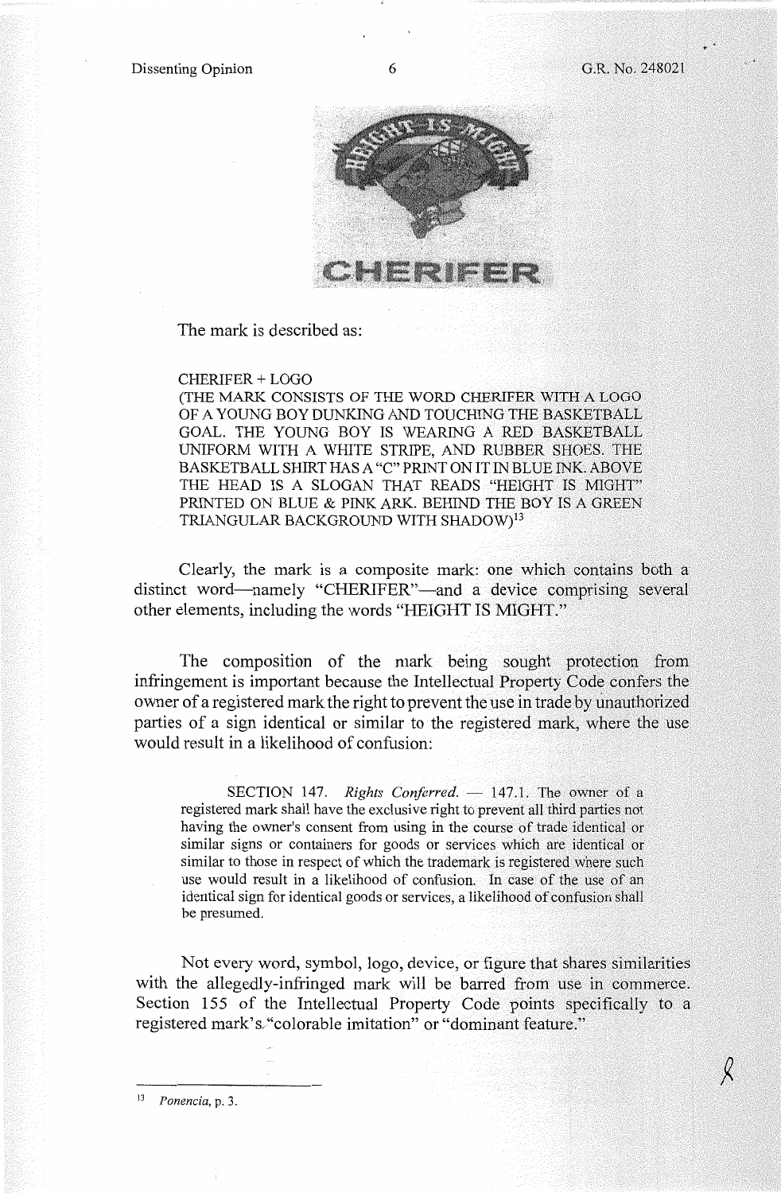The mark is described as:

> CHERIFER + LOGO
> (THE MARK CONSISTS OF THE WORD CHERIFER WITH A LOGO OF A YOUNG BOY DUNKING AND TOUCHING THE BASKETBALL GOAL. THE YOUNG BOY IS WEARING A RED BASKETBALL UNIFORM WITH A WHITE STRIPE, AND RUBBER SHOES. THE BASKETBALL SHIRT HAS A "C" PRINT ON IT IN BLUE INK. ABOVE THE HEAD IS A SLOGAN THAT READS "HEIGHT IS MIGHT" PRINTED ON BLUE & PINK ARK. BEHIND THE BOY IS A GREEN TRIANGULAR BACKGROUND WITH SHADOW)[13]

Clearly, the mark is a composite mark: one which contains both a distinct word—namely "CHERIFER"—and a device comprising several other elements, including the words "HEIGHT IS MIGHT."

The composition of the mark being sought protection from infringement is important because the Intellectual Property Code confers the owner of a registered mark the right to prevent the use in trade by unauthorized parties of a sign identical or similar to the registered mark, where the use would result in a likelihood of confusion:

> SECTION 147. *Rights Conferred.* — 147.1. The owner of a registered mark shall have the exclusive right to prevent all third parties not having the owner's consent from using in the course of trade identical or similar signs or containers for goods or services which are identical or similar to those in respect of which the trademark is registered where such use would result in a likelihood of confusion. In case of the use of an identical sign for identical goods or services, a likelihood of confusion shall be presumed.

Not every word, symbol, logo, device, or figure that shares similarities with the allegedly-infringed mark will be barred from use in commerce. Section 155 of the Intellectual Property Code points specifically to a registered mark's "colorable imitation" or "dominant feature."

---

[13] *Ponencia*, p. 3.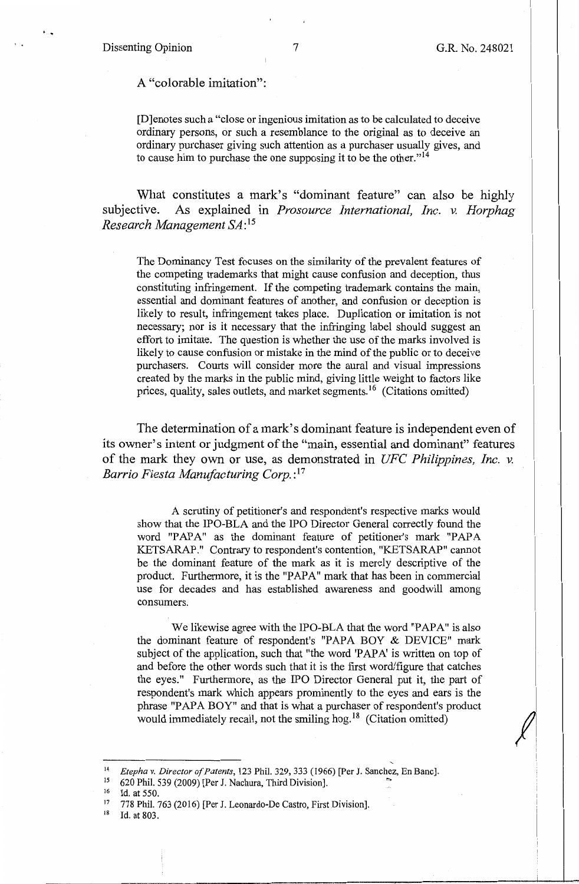A "colorable imitation":

> [D]enotes such a "close or ingenious imitation as to be calculated to deceive ordinary persons, or such a resemblance to the original as to deceive an ordinary purchaser giving such attention as a purchaser usually gives, and to cause him to purchase the one supposing it to be the other."[14]

What constitutes a mark's "dominant feature" can also be highly subjective. As explained in *Prosource International, Inc. v. Horphag Research Management SA*:[15]

> The Dominancy Test focuses on the similarity of the prevalent features of the competing trademarks that might cause confusion and deception, thus constituting infringement. If the competing trademark contains the main, essential and dominant features of another, and confusion or deception is likely to result, infringement takes place. Duplication or imitation is not necessary; nor is it necessary that the infringing label should suggest an effort to imitate. The question is whether the use of the marks involved is likely to cause confusion or mistake in the mind of the public or to deceive purchasers. Courts will consider more the aural and visual impressions created by the marks in the public mind, giving little weight to factors like prices, quality, sales outlets, and market segments.[16] (Citations omitted)

The determination of a mark's dominant feature is independent even of its owner's intent or judgment of the "main, essential and dominant" features of the mark they own or use, as demonstrated in *UFC Philippines, Inc. v. Barrio Fiesta Manufacturing Corp.*:[17]

> A scrutiny of petitioner's and respondent's respective marks would show that the IPO-BLA and the IPO Director General correctly found the word "PAPA" as the dominant feature of petitioner's mark "PAPA KETSARAP." Contrary to respondent's contention, "KETSARAP" cannot be the dominant feature of the mark as it is merely descriptive of the product. Furthermore, it is the "PAPA" mark that has been in commercial use for decades and has established awareness and goodwill among consumers.
>
> We likewise agree with the IPO-BLA that the word "PAPA" is also the dominant feature of respondent's "PAPA BOY & DEVICE" mark subject of the application, such that "the word 'PAPA' is written on top of and before the other words such that it is the first word/figure that catches the eyes." Furthermore, as the IPO Director General put it, the part of respondent's mark which appears prominently to the eyes and ears is the phrase "PAPA BOY" and that is what a purchaser of respondent's product would immediately recall, not the smiling hog.[18] (Citation omitted)

---

[14] *Etepha v. Director of Patents*, 123 Phil. 329, 333 (1966) [Per J. Sanchez, En Banc].

[15] 620 Phil. 539 (2009) [Per J. Nachura, Third Division].

[16] Id. at 550.

[17] 778 Phil. 763 (2016) [Per J. Leonardo-De Castro, First Division].

[18] Id. at 803.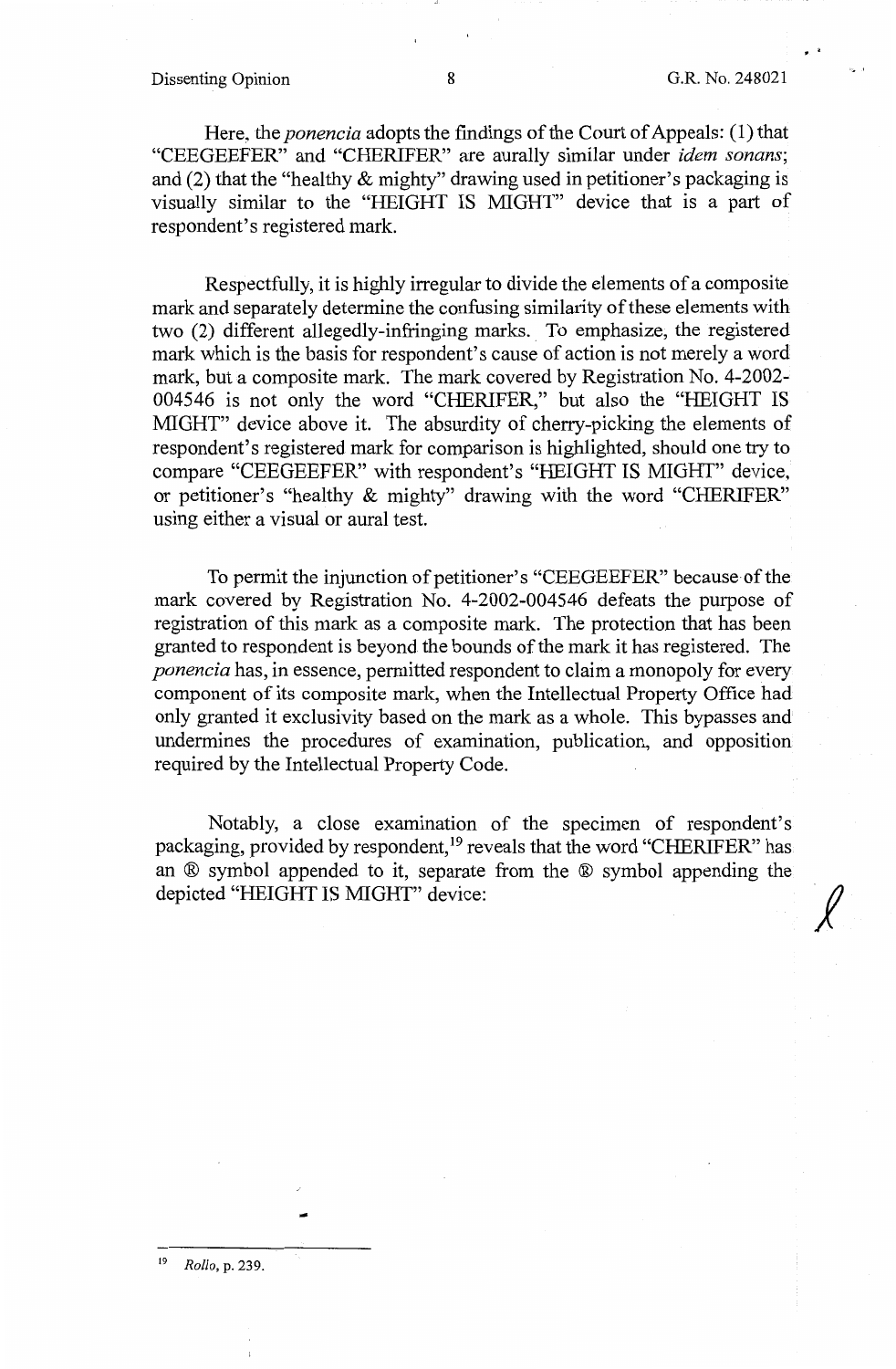Here, the *ponencia* adopts the findings of the Court of Appeals: (1) that "CEEGEEFER" and "CHERIFER" are aurally similar under *idem sonans*; and (2) that the "healthy & mighty" drawing used in petitioner's packaging is visually similar to the "HEIGHT IS MIGHT" device that is a part of respondent's registered mark.

Respectfully, it is highly irregular to divide the elements of a composite mark and separately determine the confusing similarity of these elements with two (2) different allegedly-infringing marks. To emphasize, the registered mark which is the basis for respondent's cause of action is not merely a word mark, but a composite mark. The mark covered by Registration No. 4-2002-004546 is not only the word "CHERIFER," but also the "HEIGHT IS MIGHT" device above it. The absurdity of cherry-picking the elements of respondent's registered mark for comparison is highlighted, should one try to compare "CEEGEEFER" with respondent's "HEIGHT IS MIGHT" device, or petitioner's "healthy & mighty" drawing with the word "CHERIFER" using either a visual or aural test.

To permit the injunction of petitioner's "CEEGEEFER" because of the mark covered by Registration No. 4-2002-004546 defeats the purpose of registration of this mark as a composite mark. The protection that has been granted to respondent is beyond the bounds of the mark it has registered. The *ponencia* has, in essence, permitted respondent to claim a monopoly for every component of its composite mark, when the Intellectual Property Office had only granted it exclusivity based on the mark as a whole. This bypasses and undermines the procedures of examination, publication, and opposition required by the Intellectual Property Code.

Notably, a close examination of the specimen of respondent's packaging, provided by respondent,[19] reveals that the word "CHERIFER" has an ® symbol appended to it, separate from the ® symbol appending the depicted "HEIGHT IS MIGHT" device:

---

[19] *Rollo*, p. 239.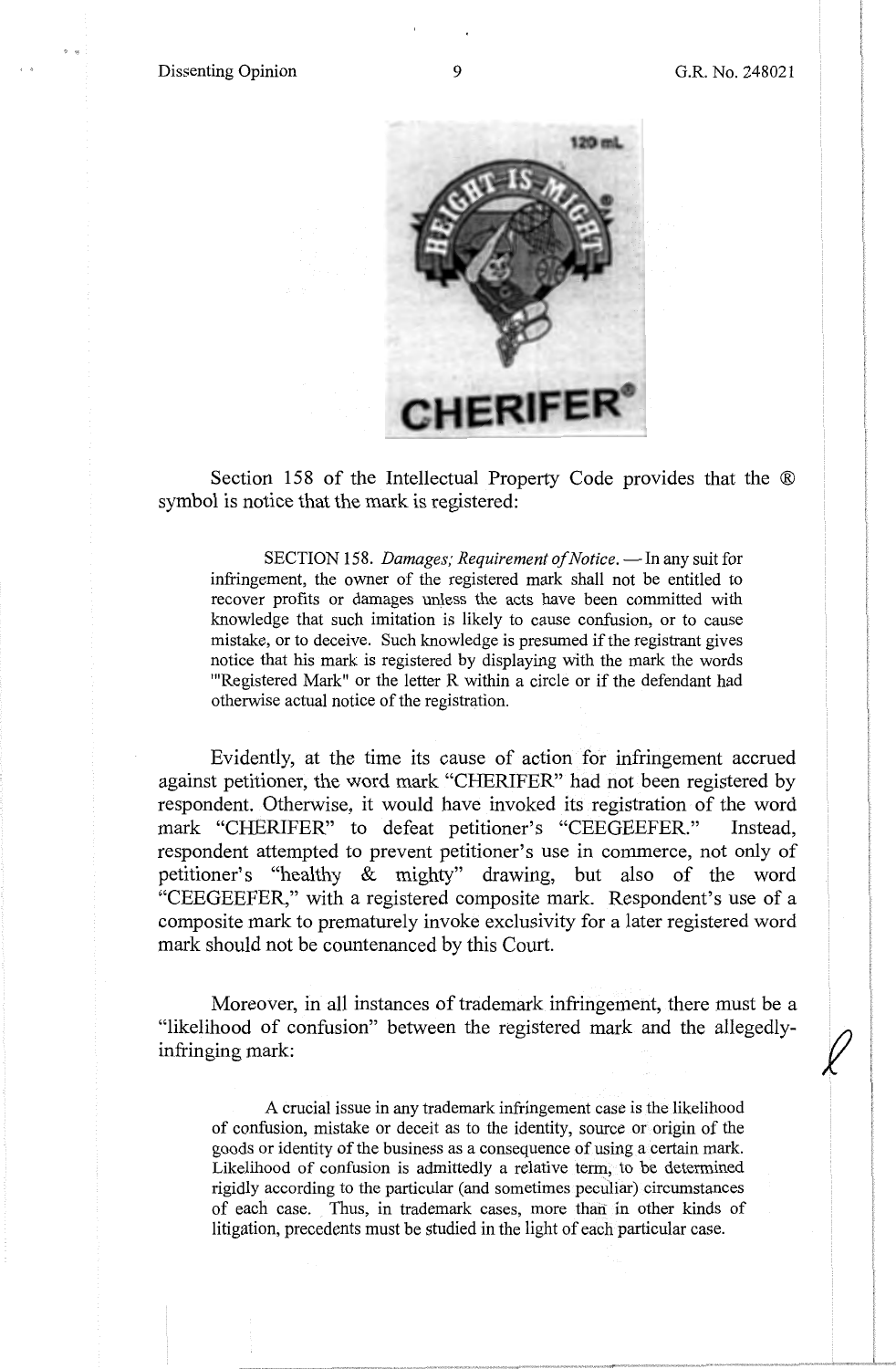Section 158 of the Intellectual Property Code provides that the ® symbol is notice that the mark is registered:

> SECTION 158. *Damages; Requirement of Notice.* — In any suit for infringement, the owner of the registered mark shall not be entitled to recover profits or damages unless the acts have been committed with knowledge that such imitation is likely to cause confusion, or to cause mistake, or to deceive. Such knowledge is presumed if the registrant gives notice that his mark is registered by displaying with the mark the words "'Registered Mark" or the letter R within a circle or if the defendant had otherwise actual notice of the registration.

Evidently, at the time its cause of action for infringement accrued against petitioner, the word mark "CHERIFER" had not been registered by respondent. Otherwise, it would have invoked its registration of the word mark "CHERIFER" to defeat petitioner's "CEEGEEFER." Instead, respondent attempted to prevent petitioner's use in commerce, not only of petitioner's "healthy & mighty" drawing, but also of the word "CEEGEEFER," with a registered composite mark. Respondent's use of a composite mark to prematurely invoke exclusivity for a later registered word mark should not be countenanced by this Court.

Moreover, in all instances of trademark infringement, there must be a "likelihood of confusion" between the registered mark and the allegedly-infringing mark:

> A crucial issue in any trademark infringement case is the likelihood of confusion, mistake or deceit as to the identity, source or origin of the goods or identity of the business as a consequence of using a certain mark. Likelihood of confusion is admittedly a relative term, to be determined rigidly according to the particular (and sometimes peculiar) circumstances of each case. Thus, in trademark cases, more than in other kinds of litigation, precedents must be studied in the light of each particular case.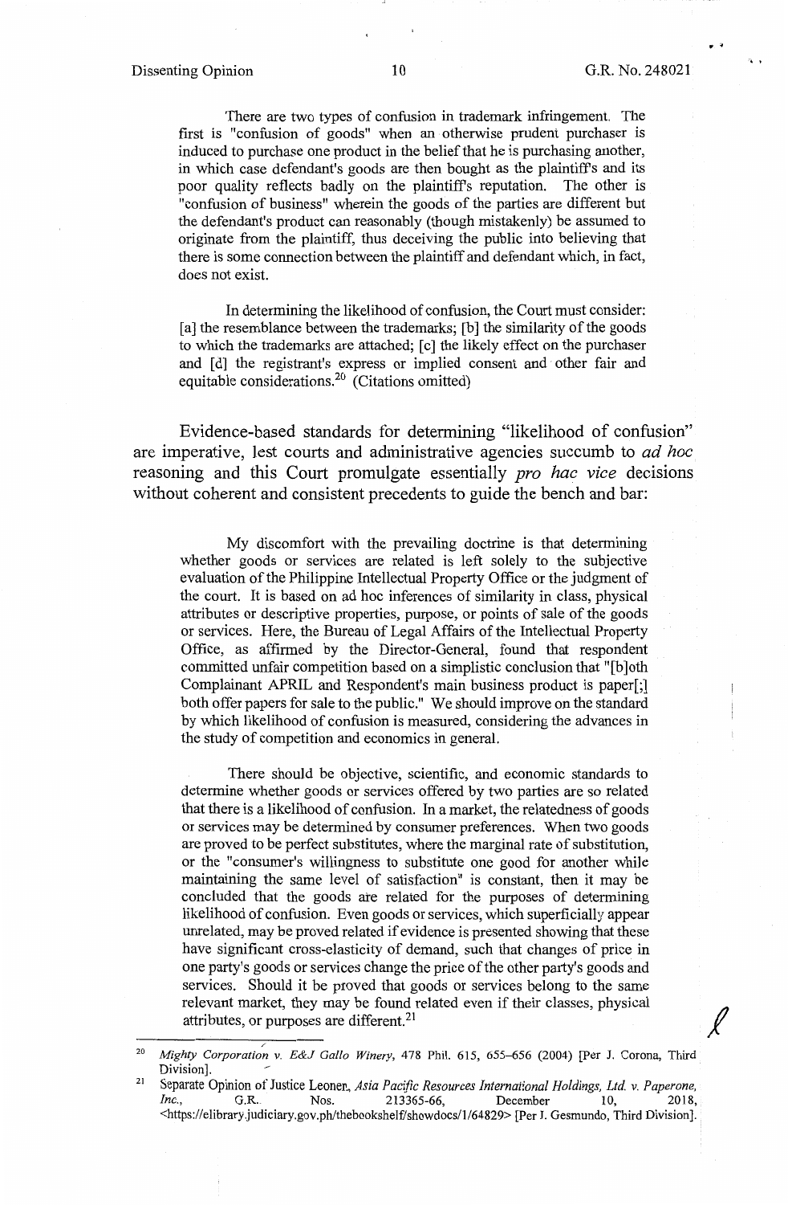There are two types of confusion in trademark infringement. The first is "confusion of goods" when an otherwise prudent purchaser is induced to purchase one product in the belief that he is purchasing another, in which case defendant's goods are then bought as the plaintiff's and its poor quality reflects badly on the plaintiff's reputation. The other is "confusion of business" wherein the goods of the parties are different but the defendant's product can reasonably (though mistakenly) be assumed to originate from the plaintiff, thus deceiving the public into believing that there is some connection between the plaintiff and defendant which, in fact, does not exist.

In determining the likelihood of confusion, the Court must consider: [a] the resemblance between the trademarks; [b] the similarity of the goods to which the trademarks are attached; [c] the likely effect on the purchaser and [d] the registrant's express or implied consent and other fair and equitable considerations.[20] (Citations omitted)

Evidence-based standards for determining "likelihood of confusion" are imperative, lest courts and administrative agencies succumb to *ad hoc* reasoning and this Court promulgate essentially *pro hac vice* decisions without coherent and consistent precedents to guide the bench and bar:

My discomfort with the prevailing doctrine is that determining whether goods or services are related is left solely to the subjective evaluation of the Philippine Intellectual Property Office or the judgment of the court. It is based on ad hoc inferences of similarity in class, physical attributes or descriptive properties, purpose, or points of sale of the goods or services. Here, the Bureau of Legal Affairs of the Intellectual Property Office, as affirmed by the Director-General, found that respondent committed unfair competition based on a simplistic conclusion that "[b]oth Complainant APRIL and Respondent's main business product is paper[;] both offer papers for sale to the public." We should improve on the standard by which likelihood of confusion is measured, considering the advances in the study of competition and economics in general.

There should be objective, scientific, and economic standards to determine whether goods or services offered by two parties are so related that there is a likelihood of confusion. In a market, the relatedness of goods or services may be determined by consumer preferences. When two goods are proved to be perfect substitutes, where the marginal rate of substitution, or the "consumer's willingness to substitute one good for another while maintaining the same level of satisfaction" is constant, then it may be concluded that the goods are related for the purposes of determining likelihood of confusion. Even goods or services, which superficially appear unrelated, may be proved related if evidence is presented showing that these have significant cross-elasticity of demand, such that changes of price in one party's goods or services change the price of the other party's goods and services. Should it be proved that goods or services belong to the same relevant market, they may be found related even if their classes, physical attributes, or purposes are different.[21]

---

[20] *Mighty Corporation v. E&J Gallo Winery*, 478 Phil. 615, 655–656 (2004) [Per J. Corona, Third Division].

[21] Separate Opinion of Justice Leonen, *Asia Pacific Resources International Holdings, Ltd. v. Paperone, Inc.*, G.R. Nos. 213365-66, December 10, 2018, <https://elibrary.judiciary.gov.ph/thebookshelf/showdocs/1/64829> [Per J. Gesmundo, Third Division].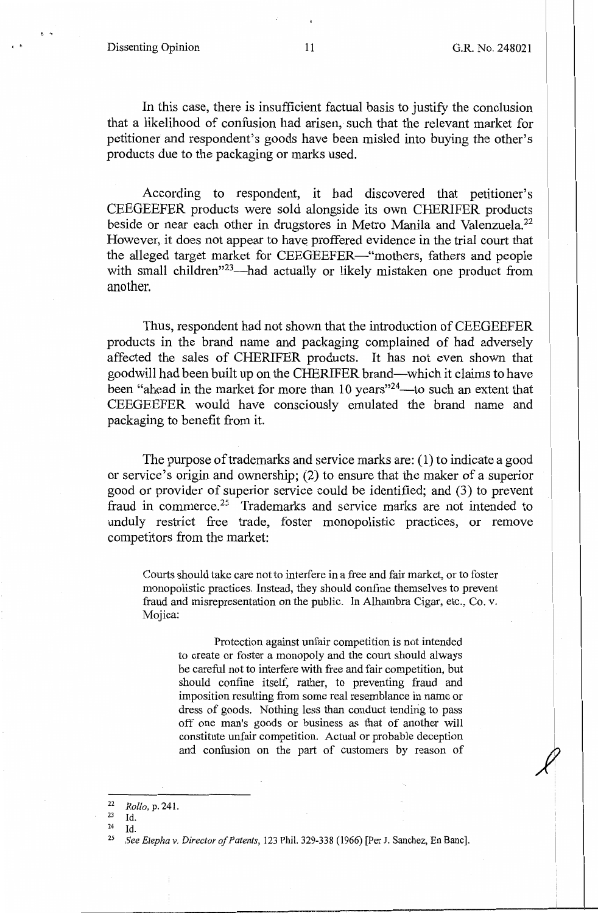In this case, there is insufficient factual basis to justify the conclusion that a likelihood of confusion had arisen, such that the relevant market for petitioner and respondent's goods have been misled into buying the other's products due to the packaging or marks used.

According to respondent, it had discovered that petitioner's CEEGEEFER products were sold alongside its own CHERIFER products beside or near each other in drugstores in Metro Manila and Valenzuela.[22] However, it does not appear to have proffered evidence in the trial court that the alleged target market for CEEGEEFER—"mothers, fathers and people with small children"[23]—had actually or likely mistaken one product from another.

Thus, respondent had not shown that the introduction of CEEGEEFER products in the brand name and packaging complained of had adversely affected the sales of CHERIFER products. It has not even shown that goodwill had been built up on the CHERIFER brand—which it claims to have been "ahead in the market for more than 10 years"[24]—to such an extent that CEEGEEFER would have consciously emulated the brand name and packaging to benefit from it.

The purpose of trademarks and service marks are: (1) to indicate a good or service's origin and ownership; (2) to ensure that the maker of a superior good or provider of superior service could be identified; and (3) to prevent fraud in commerce.[25] Trademarks and service marks are not intended to unduly restrict free trade, foster monopolistic practices, or remove competitors from the market:

> Courts should take care not to interfere in a free and fair market, or to foster monopolistic practices. Instead, they should confine themselves to prevent fraud and misrepresentation on the public. In Alhambra Cigar, etc., Co. v. Mojica:
>
> > Protection against unfair competition is not intended to create or foster a monopoly and the court should always be careful not to interfere with free and fair competition, but should confine itself, rather, to preventing fraud and imposition resulting from some real resemblance in name or dress of goods. Nothing less than conduct tending to pass off one man's goods or business as that of another will constitute unfair competition. Actual or probable deception and confusion on the part of customers by reason of

---

[22] *Rollo*, p. 241.

[23] Id.

[24] Id.

[25] *See Etepha v. Director of Patents*, 123 Phil. 329-338 (1966) [Per J. Sanchez, En Banc].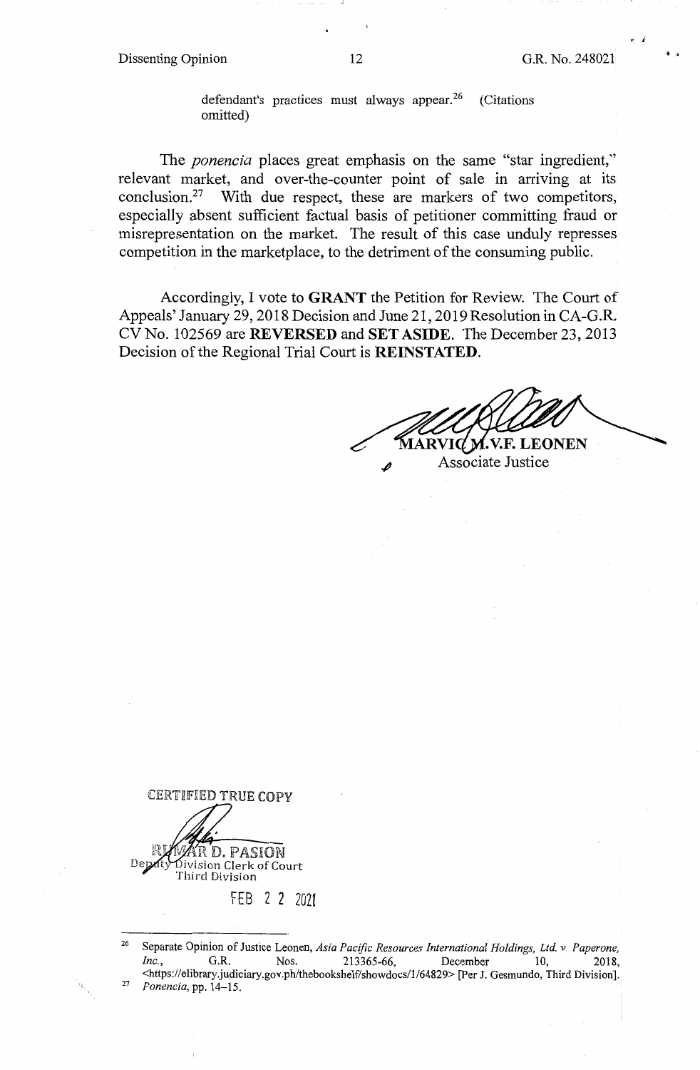defendant's practices must always appear.[26] (Citations omitted)

The *ponencia* places great emphasis on the same "star ingredient," relevant market, and over-the-counter point of sale in arriving at its conclusion.[27] With due respect, these are markers of two competitors, especially absent sufficient factual basis of petitioner committing fraud or misrepresentation on the market. The result of this case unduly represses competition in the marketplace, to the detriment of the consuming public.

Accordingly, I vote to **GRANT** the Petition for Review. The Court of Appeals' January 29, 2018 Decision and June 21, 2019 Resolution in CA-G.R. CV No. 102569 are **REVERSED** and **SET ASIDE**. The December 23, 2013 Decision of the Regional Trial Court is **REINSTATED**.

**MARVIC M.V.F. LEONEN**
Associate Justice

CERTIFIED TRUE COPY

RUMAR D. PASION
Deputy Division Clerk of Court
Third Division

FEB 22 2021

---

[26] Separate Opinion of Justice Leonen, *Asia Pacific Resources International Holdings, Ltd. v. Paperone, Inc.*, G.R. Nos. 213365-66, December 10, 2018, <https://elibrary.judiciary.gov.ph/thebookshelf/showdocs/1/64829> [Per J. Gesmundo, Third Division].

[27] *Ponencia*, pp. 14–15.